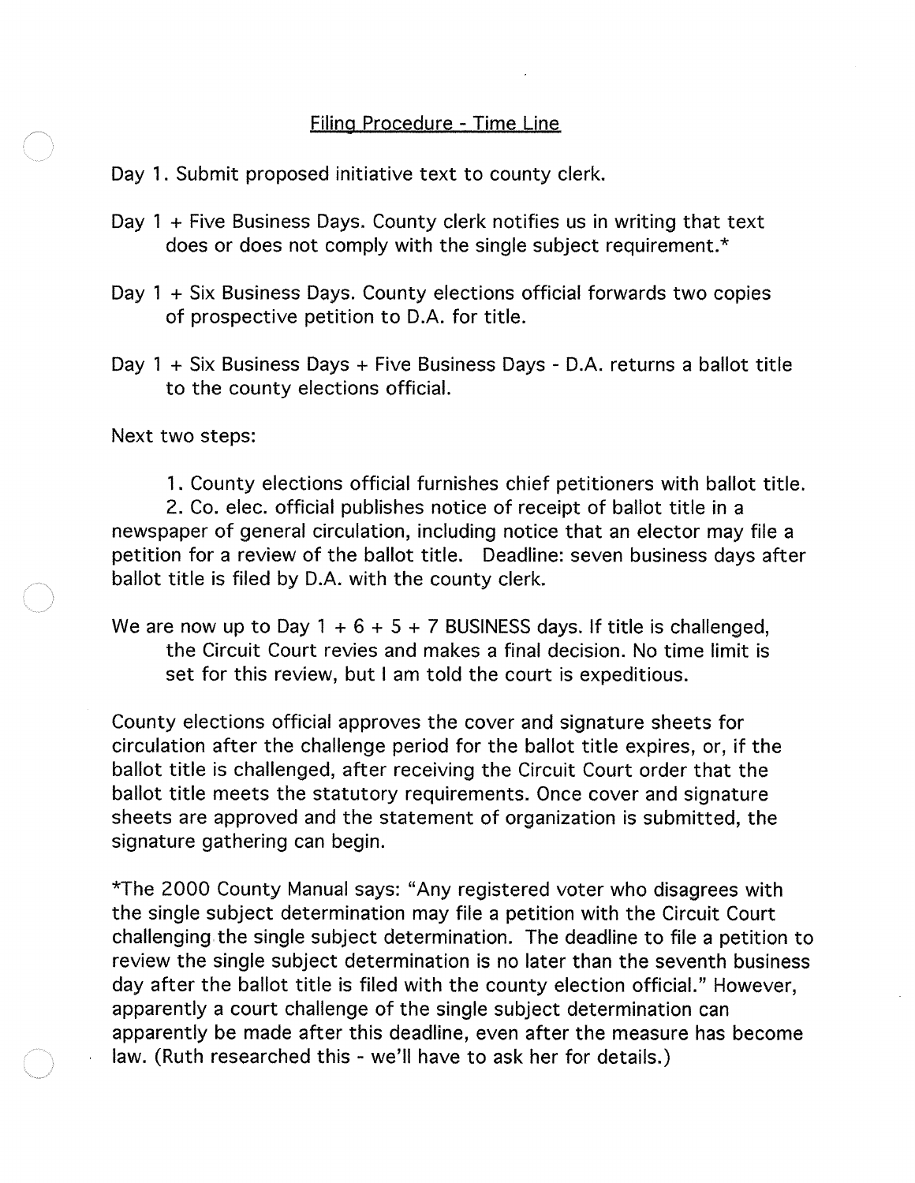## Filing Procedure - Time Line

Day 1. Submit proposed initiative text to county clerk.

Day 1 + Five Business Days. County clerk notifies us in writing that text does or does not comply with the single subject requirement.*

Day 1 + Six Business Days. County elections official forwards two copies of prospective petition to D.A. for title.

Day 1 + Six Business Days + Five Business Days - D.A. returns a ballot title to the county elections official.

Next two steps:

1. County elections official furnishes chief petitioners with ballot title.
2. Co. elec. official publishes notice of receipt of ballot title in a newspaper of general circulation, including notice that an elector may file a petition for a review of the ballot title. Deadline: seven business days after ballot title is filed by D.A. with the county clerk.

We are now up to Day 1 + 6 + 5 + 7 BUSINESS days. If title is challenged, the Circuit Court revies and makes a final decision. No time limit is set for this review, but I am told the court is expeditious.

County elections official approves the cover and signature sheets for circulation after the challenge period for the ballot title expires, or, if the ballot title is challenged, after receiving the Circuit Court order that the ballot title meets the statutory requirements. Once cover and signature sheets are approved and the statement of organization is submitted, the signature gathering can begin.

*The 2000 County Manual says: "Any registered voter who disagrees with the single subject determination may file a petition with the Circuit Court challenging the single subject determination. The deadline to file a petition to review the single subject determination is no later than the seventh business day after the ballot title is filed with the county election official." However, apparently a court challenge of the single subject determination can apparently be made after this deadline, even after the measure has become law. (Ruth researched this - we'll have to ask her for details.)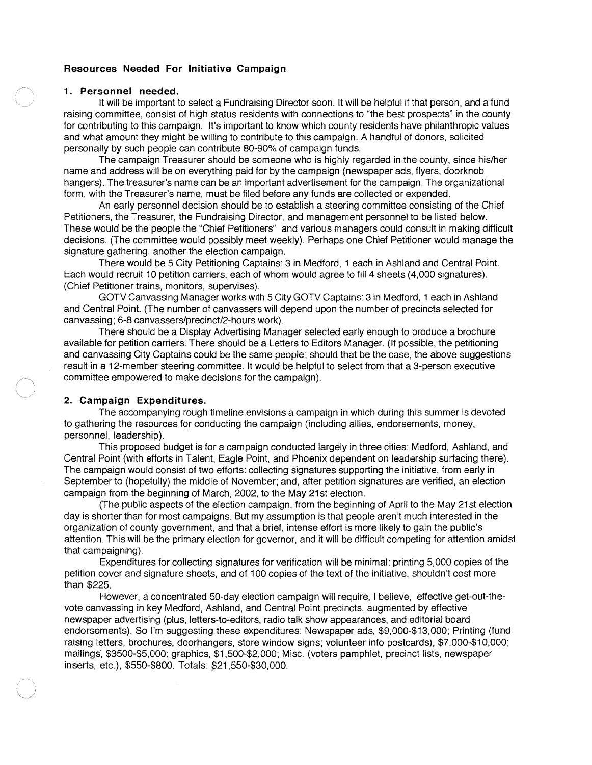## Resources Needed For Initiative Campaign

### 1. Personnel needed.

It will be important to select a Fundraising Director soon. It will be helpful if that person, and a fund raising committee, consist of high status residents with connections to "the best prospects" in the county for contributing to this campaign. It's important to know which county residents have philanthropic values and what amount they might be willing to contribute to this campaign. A handful of donors, solicited personally by such people can contribute 80-90% of campaign funds.

The campaign Treasurer should be someone who is highly regarded in the county, since his/her name and address will be on everything paid for by the campaign (newspaper ads, flyers, doorknob hangers). The treasurer's name can be an important advertisement for the campaign. The organizational form, with the Treasurer's name, must be filed before any funds are collected or expended.

An early personnel decision should be to establish a steering committee consisting of the Chief Petitioners, the Treasurer, the Fundraising Director, and management personnel to be listed below. These would be the people the "Chief Petitioners" and various managers could consult in making difficult decisions. (The committee would possibly meet weekly). Perhaps one Chief Petitioner would manage the signature gathering, another the election campaign.

There would be 5 City Petitioning Captains: 3 in Medford, 1 each in Ashland and Central Point. Each would recruit 10 petition carriers, each of whom would agree to fill 4 sheets (4,000 signatures). (Chief Petitioner trains, monitors, supervises).

GOTV Canvassing Manager works with 5 City GOTV Captains: 3 in Medford, 1 each in Ashland and Central Point. (The number of canvassers will depend upon the number of precincts selected for canvassing; 6-8 canvassers/precinct/2-hours work).

There should be a Display Advertising Manager selected early enough to produce a brochure available for petition carriers. There should be a Letters to Editors Manager. (If possible, the petitioning and canvassing City Captains could be the same people; should that be the case, the above suggestions result in a 12-member steering committee. It would be helpful to select from that a 3-person executive committee empowered to make decisions for the campaign).

### 2. Campaign Expenditures.

The accompanying rough timeline envisions a campaign in which during this summer is devoted to gathering the resources for conducting the campaign (including allies, endorsements, money, personnel, leadership).

This proposed budget is for a campaign conducted largely in three cities: Medford, Ashland, and Central Point (with efforts in Talent, Eagle Point, and Phoenix dependent on leadership surfacing there). The campaign would consist of two efforts: collecting signatures supporting the initiative, from early in September to (hopefully) the middle of November; and, after petition signatures are verified, an election campaign from the beginning of March, 2002, to the May 21st election.

(The public aspects of the election campaign, from the beginning of April to the May 21st election day is shorter than for most campaigns. But my assumption is that people aren't much interested in the organization of county government, and that a brief, intense effort is more likely to gain the public's attention. This will be the primary election for governor, and it will be difficult competing for attention amidst that campaigning).

Expenditures for collecting signatures for verification will be minimal: printing 5,000 copies of the petition cover and signature sheets, and of 100 copies of the text of the initiative, shouldn't cost more than $225.

However, a concentrated 50-day election campaign will require, I believe, effective get-out-the-vote canvassing in key Medford, Ashland, and Central Point precincts, augmented by effective newspaper advertising (plus, letters-to-editors, radio talk show appearances, and editorial board endorsements). So I'm suggesting these expenditures: Newspaper ads, $9,000-$13,000; Printing (fund raising letters, brochures, doorhangers, store window signs; volunteer info postcards), $7,000-$10,000; mailings, $3500-$5,000; graphics, $1,500-$2,000; Misc. (voters pamphlet, precinct lists, newspaper inserts, etc.), $550-$800. Totals: $21,550-$30,000.